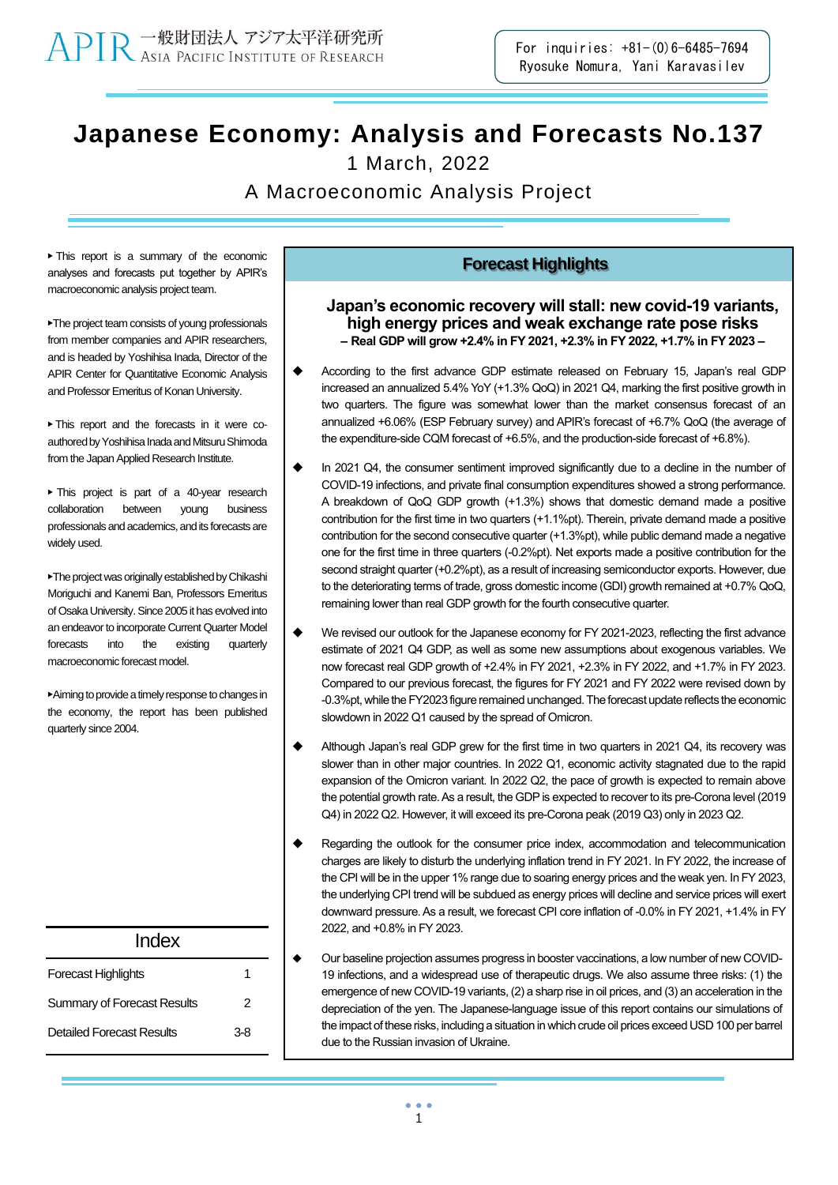APIR 一般財団法人 アジア太平洋研究所 Asia Pacific Institute of Research

For inquiries: +81-(0)6-6485-7694
Ryosuke Nomura, Yani Karavasilev

# Japanese Economy: Analysis and Forecasts No.137

1 March, 2022

A Macroeconomic Analysis Project

▸ This report is a summary of the economic analyses and forecasts put together by APIR's macroeconomic analysis project team.

▸The project team consists of young professionals from member companies and APIR researchers, and is headed by Yoshihisa Inada, Director of the APIR Center for Quantitative Economic Analysis and Professor Emeritus of Konan University.

▸ This report and the forecasts in it were co-authored by Yoshihisa Inada and Mitsuru Shimoda from the Japan Applied Research Institute.

▸ This project is part of a 40-year research collaboration between young business professionals and academics, and its forecasts are widely used.

▸The project was originally established by Chikashi Moriguchi and Kanemi Ban, Professors Emeritus of Osaka University. Since 2005 it has evolved into an endeavor to incorporate Current Quarter Model forecasts into the existing quarterly macroeconomic forecast model.

▸Aiming to provide a timely response to changes in the economy, the report has been published quarterly since 2004.

## Index

| | |
|---|---|
| Forecast Highlights | 1 |
| Summary of Forecast Results | 2 |
| Detailed Forecast Results | 3-8 |

## Forecast Highlights

### Japan's economic recovery will stall: new covid-19 variants, high energy prices and weak exchange rate pose risks

**– Real GDP will grow +2.4% in FY 2021, +2.3% in FY 2022, +1.7% in FY 2023 –**

- According to the first advance GDP estimate released on February 15, Japan's real GDP increased an annualized 5.4% YoY (+1.3% QoQ) in 2021 Q4, marking the first positive growth in two quarters. The figure was somewhat lower than the market consensus forecast of an annualized +6.06% (ESP February survey) and APIR's forecast of +6.7% QoQ (the average of the expenditure-side CQM forecast of +6.5%, and the production-side forecast of +6.8%).
- In 2021 Q4, the consumer sentiment improved significantly due to a decline in the number of COVID-19 infections, and private final consumption expenditures showed a strong performance. A breakdown of QoQ GDP growth (+1.3%) shows that domestic demand made a positive contribution for the first time in two quarters (+1.1%pt). Therein, private demand made a positive contribution for the second consecutive quarter (+1.3%pt), while public demand made a negative one for the first time in three quarters (-0.2%pt). Net exports made a positive contribution for the second straight quarter (+0.2%pt), as a result of increasing semiconductor exports. However, due to the deteriorating terms of trade, gross domestic income (GDI) growth remained at +0.7% QoQ, remaining lower than real GDP growth for the fourth consecutive quarter.
- We revised our outlook for the Japanese economy for FY 2021-2023, reflecting the first advance estimate of 2021 Q4 GDP, as well as some new assumptions about exogenous variables. We now forecast real GDP growth of +2.4% in FY 2021, +2.3% in FY 2022, and +1.7% in FY 2023. Compared to our previous forecast, the figures for FY 2021 and FY 2022 were revised down by -0.3%pt, while the FY2023 figure remained unchanged. The forecast update reflects the economic slowdown in 2022 Q1 caused by the spread of Omicron.
- Although Japan's real GDP grew for the first time in two quarters in 2021 Q4, its recovery was slower than in other major countries. In 2022 Q1, economic activity stagnated due to the rapid expansion of the Omicron variant. In 2022 Q2, the pace of growth is expected to remain above the potential growth rate. As a result, the GDP is expected to recover to its pre-Corona level (2019 Q4) in 2022 Q2. However, it will exceed its pre-Corona peak (2019 Q3) only in 2023 Q2.
- Regarding the outlook for the consumer price index, accommodation and telecommunication charges are likely to disturb the underlying inflation trend in FY 2021. In FY 2022, the increase of the CPI will be in the upper 1% range due to soaring energy prices and the weak yen. In FY 2023, the underlying CPI trend will be subdued as energy prices will decline and service prices will exert downward pressure. As a result, we forecast CPI core inflation of -0.0% in FY 2021, +1.4% in FY 2022, and +0.8% in FY 2023.
- Our baseline projection assumes progress in booster vaccinations, a low number of new COVID-19 infections, and a widespread use of therapeutic drugs. We also assume three risks: (1) the emergence of new COVID-19 variants, (2) a sharp rise in oil prices, and (3) an acceleration in the depreciation of the yen. The Japanese-language issue of this report contains our simulations of the impact of these risks, including a situation in which crude oil prices exceed USD 100 per barrel due to the Russian invasion of Ukraine.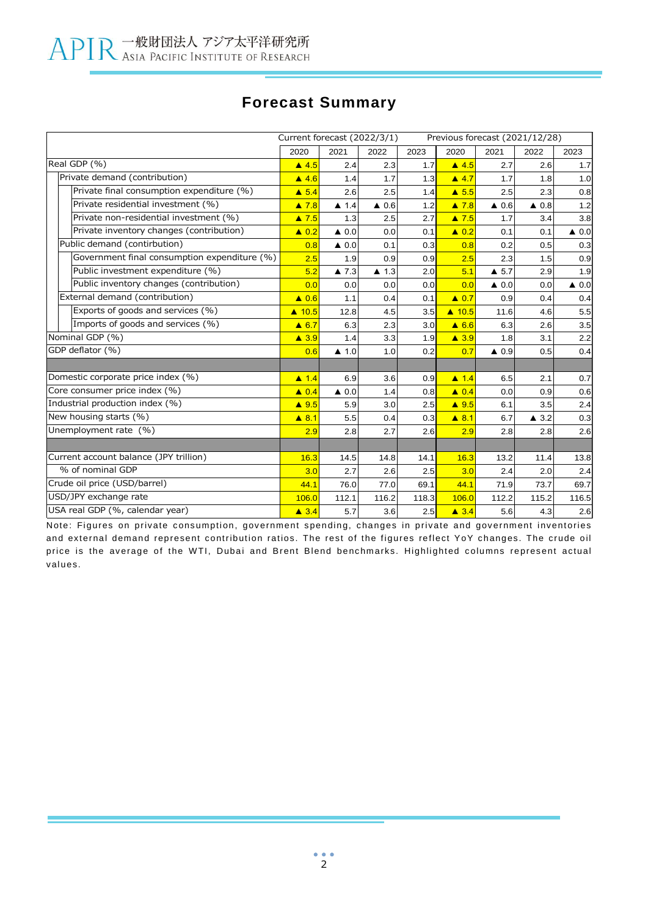# Forecast Summary

| | Current forecast (2022/3/1) | | | | Previous forecast (2021/12/28) | | | |
|---|---|---|---|---|---|---|---|---|
| | 2020 | 2021 | 2022 | 2023 | 2020 | 2021 | 2022 | 2023 |
| Real GDP (%) | ▲ 4.5 | 2.4 | 2.3 | 1.7 | ▲ 4.5 | 2.7 | 2.6 | 1.7 |
| Private demand (contirbution) | ▲ 4.6 | 1.4 | 1.7 | 1.3 | ▲ 4.7 | 1.7 | 1.8 | 1.0 |
| Private final consumption expenditure (%) | ▲ 5.4 | 2.6 | 2.5 | 1.4 | ▲ 5.5 | 2.5 | 2.3 | 0.8 |
| Private residential investment (%) | ▲ 7.8 | ▲ 1.4 | ▲ 0.6 | 1.2 | ▲ 7.8 | ▲ 0.6 | ▲ 0.8 | 1.2 |
| Private non-residential investment (%) | ▲ 7.5 | 1.3 | 2.5 | 2.7 | ▲ 7.5 | 1.7 | 3.4 | 3.8 |
| Private inventory changes (contribution) | ▲ 0.2 | ▲ 0.0 | 0.0 | 0.1 | ▲ 0.2 | 0.1 | 0.1 | ▲ 0.0 |
| Public demand (contirbution) | 0.8 | ▲ 0.0 | 0.1 | 0.3 | 0.8 | 0.2 | 0.5 | 0.3 |
| Government final consumption expenditure (%) | 2.5 | 1.9 | 0.9 | 0.9 | 2.5 | 2.3 | 1.5 | 0.9 |
| Public investment expenditure (%) | 5.2 | ▲ 7.3 | ▲ 1.3 | 2.0 | 5.1 | ▲ 5.7 | 2.9 | 1.9 |
| Public inventory changes (contribution) | 0.0 | 0.0 | 0.0 | 0.0 | 0.0 | ▲ 0.0 | 0.0 | ▲ 0.0 |
| External demand (contribution) | ▲ 0.6 | 1.1 | 0.4 | 0.1 | ▲ 0.7 | 0.9 | 0.4 | 0.4 |
| Exports of goods and services (%) | ▲ 10.5 | 12.8 | 4.5 | 3.5 | ▲ 10.5 | 11.6 | 4.6 | 5.5 |
| Imports of goods and services (%) | ▲ 6.7 | 6.3 | 2.3 | 3.0 | ▲ 6.6 | 6.3 | 2.6 | 3.5 |
| Nominal GDP (%) | ▲ 3.9 | 1.4 | 3.3 | 1.9 | ▲ 3.9 | 1.8 | 3.1 | 2.2 |
| GDP deflator (%) | 0.6 | ▲ 1.0 | 1.0 | 0.2 | 0.7 | ▲ 0.9 | 0.5 | 0.4 |
| | | | | | | | | |
| Domestic corporate price index (%) | ▲ 1.4 | 6.9 | 3.6 | 0.9 | ▲ 1.4 | 6.5 | 2.1 | 0.7 |
| Core consumer price index (%) | ▲ 0.4 | ▲ 0.0 | 1.4 | 0.8 | ▲ 0.4 | 0.0 | 0.9 | 0.6 |
| Industrial production index (%) | ▲ 9.5 | 5.9 | 3.0 | 2.5 | ▲ 9.5 | 6.1 | 3.5 | 2.4 |
| New housing starts (%) | ▲ 8.1 | 5.5 | 0.4 | 0.3 | ▲ 8.1 | 6.7 | ▲ 3.2 | 0.3 |
| Unemployment rate (%) | 2.9 | 2.8 | 2.7 | 2.6 | 2.9 | 2.8 | 2.8 | 2.6 |
| | | | | | | | | |
| Current account balance (JPY trillion) | 16.3 | 14.5 | 14.8 | 14.1 | 16.3 | 13.2 | 11.4 | 13.8 |
| % of nominal GDP | 3.0 | 2.7 | 2.6 | 2.5 | 3.0 | 2.4 | 2.0 | 2.4 |
| Crude oil price (USD/barrel) | 44.1 | 76.0 | 77.0 | 69.1 | 44.1 | 71.9 | 73.7 | 69.7 |
| USD/JPY exchange rate | 106.0 | 112.1 | 116.2 | 118.3 | 106.0 | 112.2 | 115.2 | 116.5 |
| USA real GDP (%, calendar year) | ▲ 3.4 | 5.7 | 3.6 | 2.5 | ▲ 3.4 | 5.6 | 4.3 | 2.6 |

Note: Figures on private consumption, government spending, changes in private and government inventories and external demand represent contribution ratios. The rest of the figures reflect YoY changes. The crude oil price is the average of the WTI, Dubai and Brent Blend benchmarks. Highlighted columns represent actual values.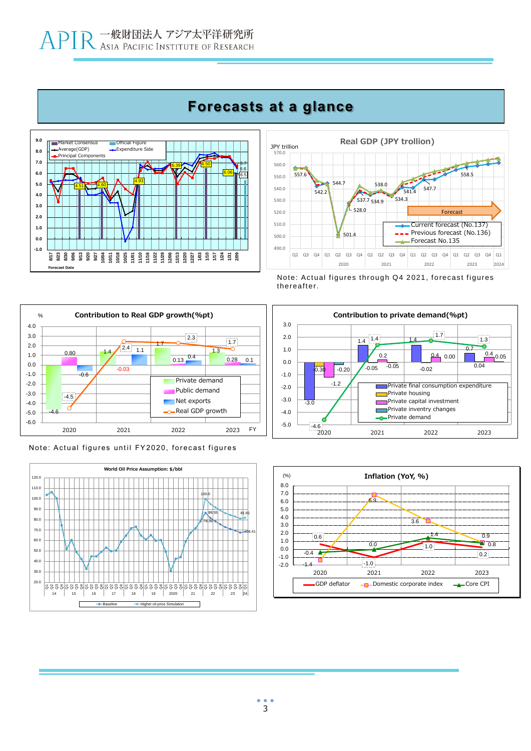APIR 一般財団法人 アジア太平洋研究所 Asia Pacific Institute of Research

# Forecasts at a glance

Note: Actual figures through Q4 2021, forecast figures thereafter.

Note: Actual figures until FY2020, forecast figures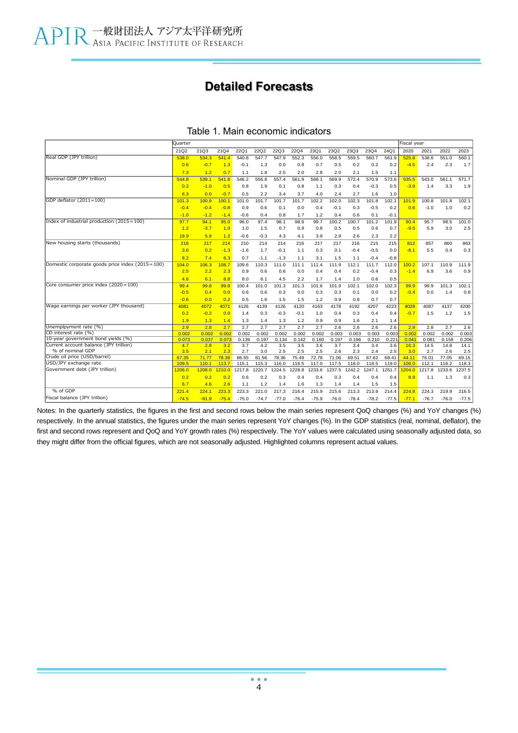# Detailed Forecasts

Table 1. Main economic indicators

| | Quarter | | | | | | | | | | | | Fiscal year | | | |
|---|---|---|---|---|---|---|---|---|---|---|---|---|---|---|---|---|
| | 21Q2 | 21Q3 | 21Q4 | 22Q1 | 22Q2 | 22Q3 | 22Q4 | 23Q1 | 23Q2 | 23Q3 | 23Q4 | 24Q1 | 2020 | 2021 | 2022 | 2023 |
| Real GDP (JPY trillion) | 538.0 | 534.3 | 541.4 | 540.8 | 547.7 | 547.9 | 552.3 | 556.0 | 558.5 | 559.5 | 560.7 | 561.9 | 525.8 | 538.6 | 551.0 | 560.1 |
| | 0.6 | -0.7 | 1.3 | -0.1 | 1.3 | 0.0 | 0.8 | 0.7 | 0.5 | 0.2 | 0.2 | 0.2 | -4.5 | 2.4 | 2.3 | 1.7 |
| | 7.3 | 1.2 | 0.7 | 1.1 | 1.8 | 2.5 | 2.0 | 2.8 | 2.0 | 2.1 | 1.5 | 1.1 | | | | |
| Nominal GDP (JPY trillion) | 544.8 | 539.1 | 541.8 | 546.2 | 556.8 | 557.4 | 561.9 | 568.1 | 569.9 | 572.4 | 570.9 | 573.6 | 535.5 | 543.0 | 561.1 | 571.7 |
| | 0.2 | -1.0 | 0.5 | 0.8 | 1.9 | 0.1 | 0.8 | 1.1 | 0.3 | 0.4 | -0.3 | 0.5 | -3.9 | 1.4 | 3.3 | 1.9 |
| | 6.3 | 0.0 | -0.7 | 0.5 | 2.2 | 3.4 | 3.7 | 4.0 | 2.4 | 2.7 | 1.6 | 1.0 | | | | |
| GDP deflator (2011=100) | 101.3 | 100.9 | 100.1 | 101.0 | 101.7 | 101.7 | 101.7 | 102.2 | 102.0 | 102.3 | 101.8 | 102.1 | 101.9 | 100.8 | 101.8 | 102.1 |
| | -0.4 | -0.4 | -0.8 | 0.9 | 0.6 | 0.1 | 0.0 | 0.4 | -0.1 | 0.3 | -0.5 | 0.2 | 0.6 | -1.0 | 1.0 | 0.2 |
| | -1.0 | -1.2 | -1.4 | -0.6 | 0.4 | 0.8 | 1.7 | 1.2 | 0.4 | 0.6 | 0.1 | -0.1 | | | | |
| Index of industrial production (2015=100) | 97.7 | 94.1 | 95.0 | 96.0 | 97.4 | 98.1 | 98.9 | 99.7 | 100.2 | 100.7 | 101.2 | 101.9 | 90.4 | 95.7 | 98.5 | 101.0 |
| | 1.2 | -3.7 | 1.0 | 1.0 | 1.5 | 0.7 | 0.9 | 0.8 | 0.5 | 0.5 | 0.6 | 0.7 | -9.5 | 5.9 | 3.0 | 2.5 |
| | 19.9 | 5.9 | 1.2 | -0.6 | -0.3 | 4.3 | 4.1 | 3.9 | 2.9 | 2.6 | 2.3 | 2.2 | | | | |
| New housing starts (thousands) | 216 | 217 | 214 | 210 | 214 | 214 | 216 | 217 | 217 | 216 | 215 | 215 | 812 | 857 | 860 | 863 |
| | 3.6 | 0.2 | -1.3 | -1.6 | 1.7 | -0.1 | 1.1 | 0.3 | 0.1 | -0.4 | -0.5 | 0.0 | -8.1 | 5.5 | 0.4 | 0.3 |
| | 8.2 | 7.4 | 6.3 | 0.7 | -1.1 | -1.3 | 1.1 | 3.1 | 1.5 | 1.1 | -0.4 | -0.8 | | | | |
| Domestic corporate goods price index (2015=100) | 104.0 | 106.3 | 108.7 | 109.6 | 110.3 | 111.0 | 111.1 | 111.4 | 111.9 | 112.1 | 111.7 | 112.0 | 100.2 | 107.1 | 110.9 | 111.9 |
| | 2.5 | 2.2 | 2.3 | 0.9 | 0.6 | 0.6 | 0.0 | 0.4 | 0.4 | 0.2 | -0.4 | 0.3 | -1.4 | 6.9 | 3.6 | 0.9 |
| | 4.6 | 6.1 | 8.8 | 8.0 | 6.1 | 4.5 | 2.2 | 1.7 | 1.4 | 1.0 | 0.6 | 0.5 | | | | |
| Core consumer price index (2020=100) | 99.4 | 99.8 | 99.8 | 100.4 | 101.0 | 101.3 | 101.3 | 101.6 | 101.9 | 102.1 | 102.0 | 102.3 | 99.9 | 99.9 | 101.3 | 102.1 |
| | -0.5 | 0.4 | 0.0 | 0.6 | 0.6 | 0.3 | 0.0 | 0.3 | 0.3 | 0.1 | 0.0 | 0.2 | -0.4 | 0.0 | 1.4 | 0.8 |
| | -0.6 | 0.0 | 0.2 | 0.5 | 1.6 | 1.5 | 1.5 | 1.2 | 0.9 | 0.8 | 0.7 | 0.7 | | | | |
| Wage earnings per worker (JPY thousand) | 4081 | 4072 | 4071 | 4126 | 4139 | 4126 | 4120 | 4163 | 4178 | 4192 | 4207 | 4223 | 4028 | 4087 | 4137 | 4200 |
| | 0.2 | -0.2 | 0.0 | 1.4 | 0.3 | -0.3 | -0.1 | 1.0 | 0.4 | 0.3 | 0.4 | 0.4 | -0.7 | 1.5 | 1.2 | 1.5 |
| | 1.9 | 1.3 | 1.4 | 1.3 | 1.4 | 1.3 | 1.2 | 0.9 | 0.9 | 1.6 | 2.1 | 1.4 | | | | |
| Unemplpyment rate (%) | 2.9 | 2.8 | 2.7 | 2.7 | 2.7 | 2.7 | 2.7 | 2.7 | 2.6 | 2.6 | 2.6 | 2.6 | 2.9 | 2.8 | 2.7 | 2.6 |
| CD interest rate (%) | 0.002 | 0.002 | 0.002 | 0.002 | 0.002 | 0.002 | 0.002 | 0.002 | 0.003 | 0.003 | 0.003 | 0.003 | 0.002 | 0.002 | 0.002 | 0.003 |
| 10-year government bond yields (%) | 0.073 | 0.037 | 0.073 | 0.139 | 0.197 | 0.134 | 0.142 | 0.160 | 0.197 | 0.196 | 0.210 | 0.221 | 0.041 | 0.081 | 0.158 | 0.206 |
| Current account balance (JPY trillion) | 4.7 | 2.8 | 3.2 | 3.7 | 4.2 | 3.5 | 3.5 | 3.6 | 3.7 | 3.4 | 3.4 | 3.6 | 16.3 | 14.5 | 14.8 | 14.1 |
| % of nominal GDP | 3.5 | 2.1 | 2.3 | 2.7 | 3.0 | 2.5 | 2.5 | 2.5 | 2.6 | 2.3 | 2.4 | 2.5 | 3.0 | 2.7 | 2.6 | 2.5 |
| Crude oil price (USD/barrel) | 67.35 | 71.77 | 78.36 | 86.55 | 81.56 | 78.36 | 75.49 | 72.78 | 71.06 | 69.51 | 67.62 | 68.41 | 44.11 | 76.01 | 77.05 | 69.15 |
| USD/JPY exchange rate | 109.5 | 110.1 | 113.7 | 115.1 | 115.3 | 116.0 | 116.5 | 117.0 | 117.5 | 118.0 | 118.5 | 119.0 | 106.0 | 112.1 | 116.2 | 118.3 |
| Government debt (JPY trillion) | 1206.0 | 1208.0 | 1210.0 | 1217.8 | 1220.7 | 1224.5 | 1228.8 | 1233.6 | 1237.5 | 1242.2 | 1247.1 | 1251.7 | 1204.0 | 1217.8 | 1233.6 | 1237.5 |
| | 0.2 | 0.2 | 0.2 | 0.6 | 0.2 | 0.3 | 0.4 | 0.4 | 0.3 | 0.4 | 0.4 | 0.4 | 8.9 | 1.1 | 1.3 | 0.3 |
| | 6.7 | 4.6 | 2.6 | 1.1 | 1.2 | 1.4 | 1.6 | 1.3 | 1.4 | 1.4 | 1.5 | 1.5 | | | | |
| % of GDP | 221.4 | 224.1 | 223.3 | 223.3 | 221.0 | 217.3 | 216.4 | 215.9 | 215.6 | 213.3 | 213.9 | 214.4 | 224.8 | 224.3 | 219.9 | 216.5 |
| Fiscal balance (JPY trillion) | -74.5 | -81.9 | -75.4 | -75.0 | -74.7 | -77.0 | -76.4 | -75.9 | -76.0 | -78.4 | -78.2 | -77.5 | -77.1 | -76.7 | -76.0 | -77.5 |

Notes: In the quarterly statistics, the figures in the first and second rows below the main series represent QoQ changes (%) and YoY changes (%) respectively. In the annual statistics, the figures under the main series represent YoY changes (%). In the GDP statistics (real, nominal, deflator), the first and second rows represent and QoQ and YoY growth rates (%) respectively. The YoY values were calculated using seasonally adjusted data, so they might differ from the official figures, which are not seasonally adjusted. Highlighted columns represent actual values.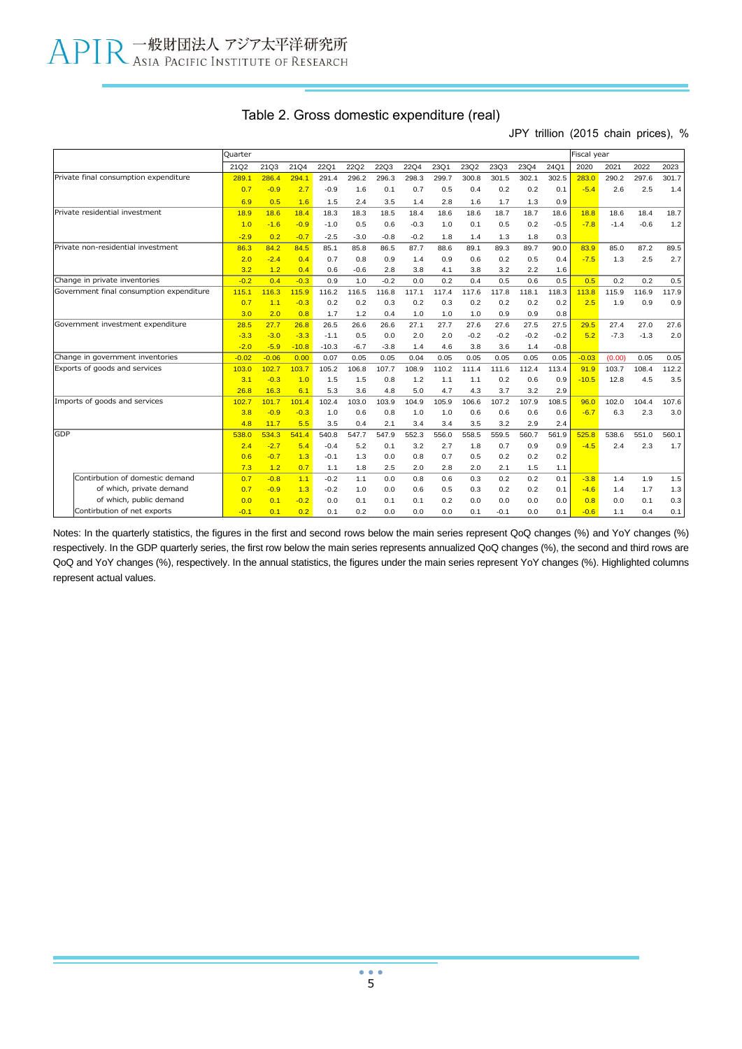# Table 2. Gross domestic expenditure (real)

JPY trillion (2015 chain prices), %

| | Quarter | | | | | | | | | | | | | Fiscal year | | | |
|---|---|---|---|---|---|---|---|---|---|---|---|---|---|---|---|---|---|
| | 21Q2 | 21Q3 | 21Q4 | 22Q1 | 22Q2 | 22Q3 | 22Q4 | 23Q1 | 23Q2 | 23Q3 | 23Q4 | 24Q1 | 2020 | 2021 | 2022 | 2023 |
| Private final consumption expenditure | 289.1 | 286.4 | 294.1 | 291.4 | 296.2 | 296.3 | 298.3 | 299.7 | 300.8 | 301.5 | 302.1 | 302.5 | 283.0 | 290.2 | 297.6 | 301.7 |
| | 0.7 | -0.9 | 2.7 | -0.9 | 1.6 | 0.1 | 0.7 | 0.5 | 0.4 | 0.2 | 0.2 | 0.1 | -5.4 | 2.6 | 2.5 | 1.4 |
| | 6.9 | 0.5 | 1.6 | 1.5 | 2.4 | 3.5 | 1.4 | 2.8 | 1.6 | 1.7 | 1.3 | 0.9 | | | | |
| Private residential investment | 18.9 | 18.6 | 18.4 | 18.3 | 18.3 | 18.5 | 18.4 | 18.6 | 18.6 | 18.7 | 18.7 | 18.6 | 18.8 | 18.6 | 18.4 | 18.7 |
| | 1.0 | -1.6 | -0.9 | -1.0 | 0.5 | 0.6 | -0.3 | 1.0 | 0.1 | 0.5 | 0.2 | -0.5 | -7.8 | -1.4 | -0.6 | 1.2 |
| | -2.9 | 0.2 | -0.7 | -2.5 | -3.0 | -0.8 | -0.2 | 1.8 | 1.4 | 1.3 | 1.8 | 0.3 | | | | |
| Private non-residential investment | 86.3 | 84.2 | 84.5 | 85.1 | 85.8 | 86.5 | 87.7 | 88.6 | 89.1 | 89.3 | 89.7 | 90.0 | 83.9 | 85.0 | 87.2 | 89.5 |
| | 2.0 | -2.4 | 0.4 | 0.7 | 0.8 | 0.9 | 1.4 | 0.9 | 0.6 | 0.2 | 0.5 | 0.4 | -7.5 | 1.3 | 2.5 | 2.7 |
| | 3.2 | 1.2 | 0.4 | 0.6 | -0.6 | 2.8 | 3.8 | 4.1 | 3.8 | 3.2 | 2.2 | 1.6 | | | | |
| Change in private inventories | -0.2 | 0.4 | -0.3 | 0.9 | 1.0 | -0.2 | 0.0 | 0.2 | 0.4 | 0.5 | 0.6 | 0.5 | 0.5 | 0.2 | 0.2 | 0.5 |
| Government final consumption expenditure | 115.1 | 116.3 | 115.9 | 116.2 | 116.5 | 116.8 | 117.1 | 117.4 | 117.6 | 117.8 | 118.1 | 118.3 | 113.8 | 115.9 | 116.9 | 117.9 |
| | 0.7 | 1.1 | -0.3 | 0.2 | 0.2 | 0.3 | 0.2 | 0.3 | 0.2 | 0.2 | 0.2 | 0.2 | 2.5 | 1.9 | 0.9 | 0.9 |
| | 3.0 | 2.0 | 0.8 | 1.7 | 1.2 | 0.4 | 1.0 | 1.0 | 1.0 | 0.9 | 0.9 | 0.8 | | | | |
| Government investment expenditure | 28.5 | 27.7 | 26.8 | 26.5 | 26.6 | 26.6 | 27.1 | 27.7 | 27.6 | 27.6 | 27.5 | 27.5 | 29.5 | 27.4 | 27.0 | 27.6 |
| | -3.3 | -3.0 | -3.3 | -1.1 | 0.5 | 0.0 | 2.0 | 2.0 | -0.2 | -0.2 | -0.2 | -0.2 | 5.2 | -7.3 | -1.3 | 2.0 |
| | -2.0 | -5.9 | -10.8 | -10.3 | -6.7 | -3.8 | 1.4 | 4.6 | 3.8 | 3.6 | 1.4 | -0.8 | | | | |
| Change in government inventories | -0.02 | -0.06 | 0.00 | 0.07 | 0.05 | 0.05 | 0.04 | 0.05 | 0.05 | 0.05 | 0.05 | 0.05 | -0.03 | (0.00) | 0.05 | 0.05 |
| Exports of goods and services | 103.0 | 102.7 | 103.7 | 105.2 | 106.8 | 107.7 | 108.9 | 110.2 | 111.4 | 111.6 | 112.4 | 113.4 | 91.9 | 103.7 | 108.4 | 112.2 |
| | 3.1 | -0.3 | 1.0 | 1.5 | 1.5 | 0.8 | 1.2 | 1.1 | 1.1 | 0.2 | 0.6 | 0.9 | -10.5 | 12.8 | 4.5 | 3.5 |
| | 26.8 | 16.3 | 6.1 | 5.3 | 3.6 | 4.8 | 5.0 | 4.7 | 4.3 | 3.7 | 3.2 | 2.9 | | | | |
| Imports of goods and services | 102.7 | 101.7 | 101.4 | 102.4 | 103.0 | 103.9 | 104.9 | 105.9 | 106.6 | 107.2 | 107.9 | 108.5 | 96.0 | 102.0 | 104.4 | 107.6 |
| | 3.8 | -0.9 | -0.3 | 1.0 | 0.6 | 0.8 | 1.0 | 1.0 | 0.6 | 0.6 | 0.6 | 0.6 | -6.7 | 6.3 | 2.3 | 3.0 |
| | 4.8 | 11.7 | 5.5 | 3.5 | 0.4 | 2.1 | 3.4 | 3.4 | 3.5 | 3.2 | 2.9 | 2.4 | | | | |
| GDP | 538.0 | 534.3 | 541.4 | 540.8 | 547.7 | 547.9 | 552.3 | 556.0 | 558.5 | 559.5 | 560.7 | 561.9 | 525.8 | 538.6 | 551.0 | 560.1 |
| | 2.4 | -2.7 | 5.4 | -0.4 | 5.2 | 0.1 | 3.2 | 2.7 | 1.8 | 0.7 | 0.9 | 0.9 | -4.5 | 2.4 | 2.3 | 1.7 |
| | 0.6 | -0.7 | 1.3 | -0.1 | 1.3 | 0.0 | 0.8 | 0.7 | 0.5 | 0.2 | 0.2 | 0.2 | | | | |
| | 7.3 | 1.2 | 0.7 | 1.1 | 1.8 | 2.5 | 2.0 | 2.8 | 2.0 | 2.1 | 1.5 | 1.1 | | | | |
| Contirbution of domestic demand | 0.7 | -0.8 | 1.1 | -0.2 | 1.1 | 0.0 | 0.8 | 0.6 | 0.3 | 0.2 | 0.2 | 0.1 | -3.8 | 1.4 | 1.9 | 1.5 |
| of which, private demand | 0.7 | -0.9 | 1.3 | -0.2 | 1.0 | 0.0 | 0.6 | 0.5 | 0.3 | 0.2 | 0.2 | 0.1 | -4.6 | 1.4 | 1.7 | 1.3 |
| of which, public demand | 0.0 | 0.1 | -0.2 | 0.0 | 0.1 | 0.1 | 0.1 | 0.2 | 0.0 | 0.0 | 0.0 | 0.0 | 0.8 | 0.0 | 0.1 | 0.3 |
| Contirbution of net exports | -0.1 | 0.1 | 0.2 | 0.1 | 0.2 | 0.0 | 0.0 | 0.0 | 0.1 | -0.1 | 0.0 | 0.1 | -0.6 | 1.1 | 0.4 | 0.1 |

Notes: In the quarterly statistics, the figures in the first and second rows below the main series represent QoQ changes (%) and YoY changes (%) respectively. In the GDP quarterly series, the first row below the main series represents annualized QoQ changes (%), the second and third rows are QoQ and YoY changes (%), respectively. In the annual statistics, the figures under the main series represent YoY changes (%). Highlighted columns represent actual values.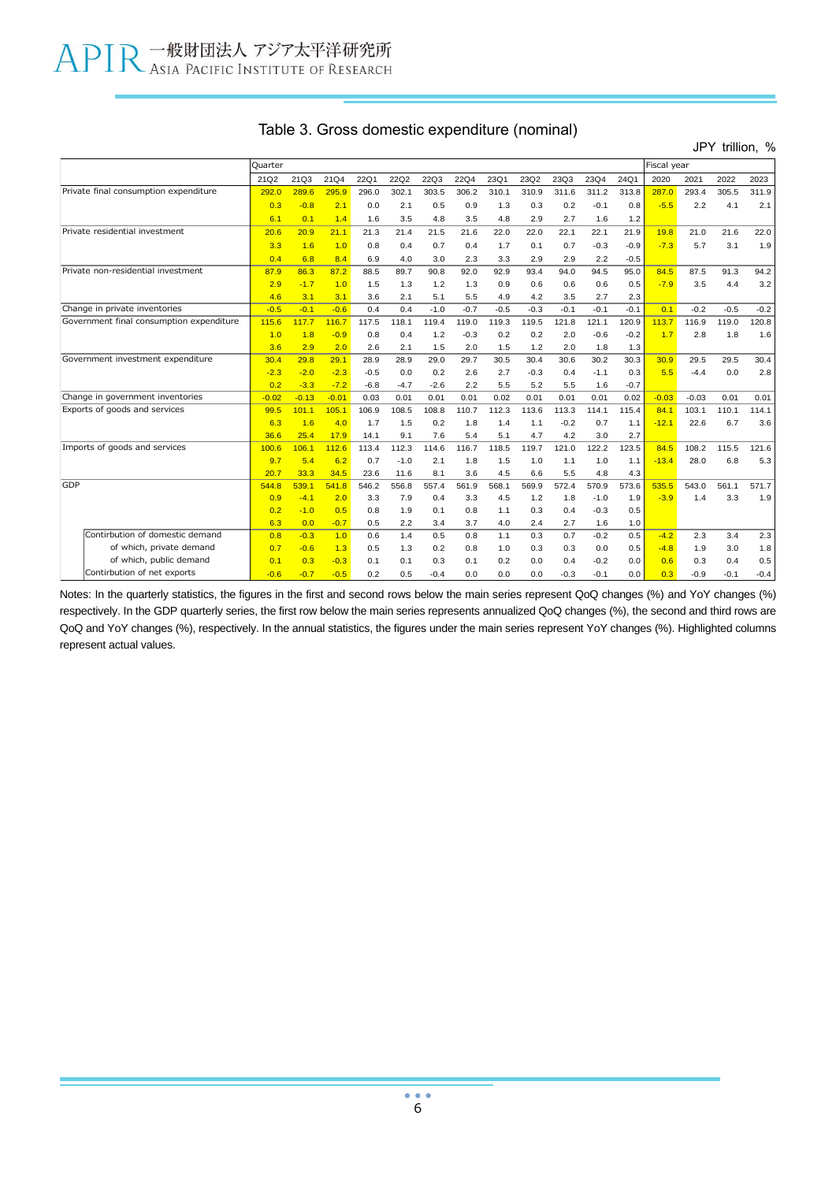## Table 3. Gross domestic expenditure (nominal)

JPY trillion, %

| | Quarter | | | | | | | | | | | | | Fiscal year | | | |
|---|---|---|---|---|---|---|---|---|---|---|---|---|---|---|---|---|---|
| | 21Q2 | 21Q3 | 21Q4 | 22Q1 | 22Q2 | 22Q3 | 22Q4 | 23Q1 | 23Q2 | 23Q3 | 23Q4 | 24Q1 | 2020 | 2021 | 2022 | 2023 |
| Private final consumption expenditure | 292.0 | 289.6 | 295.9 | 296.0 | 302.1 | 303.5 | 306.2 | 310.1 | 310.9 | 311.6 | 311.2 | 313.8 | 287.0 | 293.4 | 305.5 | 311.9 |
| | 0.3 | -0.8 | 2.1 | 0.0 | 2.1 | 0.5 | 0.9 | 1.3 | 0.3 | 0.2 | -0.1 | 0.8 | -5.5 | 2.2 | 4.1 | 2.1 |
| | 6.1 | 0.1 | 1.4 | 1.6 | 3.5 | 4.8 | 3.5 | 4.8 | 2.9 | 2.7 | 1.6 | 1.2 | | | | |
| Private residential investment | 20.6 | 20.9 | 21.1 | 21.3 | 21.4 | 21.5 | 21.6 | 22.0 | 22.0 | 22.1 | 22.1 | 21.9 | 19.8 | 21.0 | 21.6 | 22.0 |
| | 3.3 | 1.6 | 1.0 | 0.8 | 0.4 | 0.7 | 0.4 | 1.7 | 0.1 | 0.7 | -0.3 | -0.9 | -7.3 | 5.7 | 3.1 | 1.9 |
| | 0.4 | 6.8 | 8.4 | 6.9 | 4.0 | 3.0 | 2.3 | 3.3 | 2.9 | 2.9 | 2.2 | -0.5 | | | | |
| Private non-residential investment | 87.9 | 86.3 | 87.2 | 88.5 | 89.7 | 90.8 | 92.0 | 92.9 | 93.4 | 94.0 | 94.5 | 95.0 | 84.5 | 87.5 | 91.3 | 94.2 |
| | 2.9 | -1.7 | 1.0 | 1.5 | 1.3 | 1.2 | 1.3 | 0.9 | 0.6 | 0.6 | 0.6 | 0.5 | -7.9 | 3.5 | 4.4 | 3.2 |
| | 4.6 | 3.1 | 3.1 | 3.6 | 2.1 | 5.1 | 5.5 | 4.9 | 4.2 | 3.5 | 2.7 | 2.3 | | | | |
| Change in private inventories | -0.5 | -0.1 | -0.6 | 0.4 | 0.4 | -1.0 | -0.7 | -0.5 | -0.3 | -0.1 | -0.1 | -0.1 | 0.1 | -0.2 | -0.5 | -0.2 |
| Government final consumption expenditure | 115.6 | 117.7 | 116.7 | 117.5 | 118.1 | 119.4 | 119.0 | 119.3 | 119.5 | 121.8 | 121.1 | 120.9 | 113.7 | 116.9 | 119.0 | 120.8 |
| | 1.0 | 1.8 | -0.9 | 0.8 | 0.4 | 1.2 | -0.3 | 0.2 | 0.2 | 2.0 | -0.6 | -0.2 | 1.7 | 2.8 | 1.8 | 1.6 |
| | 3.6 | 2.9 | 2.0 | 2.6 | 2.1 | 1.5 | 2.0 | 1.5 | 1.2 | 2.0 | 1.8 | 1.3 | | | | |
| Government investment expenditure | 30.4 | 29.8 | 29.1 | 28.9 | 28.9 | 29.0 | 29.7 | 30.5 | 30.4 | 30.6 | 30.2 | 30.3 | 30.9 | 29.5 | 29.5 | 30.4 |
| | -2.3 | -2.0 | -2.3 | -0.5 | 0.0 | 0.2 | 2.6 | 2.7 | -0.3 | 0.4 | -1.1 | 0.3 | 5.5 | -4.4 | 0.0 | 2.8 |
| | 0.2 | -3.3 | -7.2 | -6.8 | -4.7 | -2.6 | 2.2 | 5.5 | 5.2 | 5.5 | 1.6 | -0.7 | | | | |
| Change in government inventories | -0.02 | -0.13 | -0.01 | 0.03 | 0.01 | 0.01 | 0.01 | 0.02 | 0.01 | 0.01 | 0.01 | 0.02 | -0.03 | -0.03 | 0.01 | 0.01 |
| Exports of goods and services | 99.5 | 101.1 | 105.1 | 106.9 | 108.5 | 108.8 | 110.7 | 112.3 | 113.6 | 113.3 | 114.1 | 115.4 | 84.1 | 103.1 | 110.1 | 114.1 |
| | 6.3 | 1.6 | 4.0 | 1.7 | 1.5 | 0.2 | 1.8 | 1.4 | 1.1 | -0.2 | 0.7 | 1.1 | -12.1 | 22.6 | 6.7 | 3.6 |
| | 36.6 | 25.4 | 17.9 | 14.1 | 9.1 | 7.6 | 5.4 | 5.1 | 4.7 | 4.2 | 3.0 | 2.7 | | | | |
| Imports of goods and services | 100.6 | 106.1 | 112.6 | 113.4 | 112.3 | 114.6 | 116.7 | 118.5 | 119.7 | 121.0 | 122.2 | 123.5 | 84.5 | 108.2 | 115.5 | 121.6 |
| | 9.7 | 5.4 | 6.2 | 0.7 | -1.0 | 2.1 | 1.8 | 1.5 | 1.0 | 1.1 | 1.0 | 1.1 | -13.4 | 28.0 | 6.8 | 5.3 |
| | 20.7 | 33.3 | 34.5 | 23.6 | 11.6 | 8.1 | 3.6 | 4.5 | 6.6 | 5.5 | 4.8 | 4.3 | | | | |
| GDP | 544.8 | 539.1 | 541.8 | 546.2 | 556.8 | 557.4 | 561.9 | 568.1 | 569.9 | 572.4 | 570.9 | 573.6 | 535.5 | 543.0 | 561.1 | 571.7 |
| | 0.9 | -4.1 | 2.0 | 3.3 | 7.9 | 0.4 | 3.3 | 4.5 | 1.2 | 1.8 | -1.0 | 1.9 | -3.9 | 1.4 | 3.3 | 1.9 |
| | 0.2 | -1.0 | 0.5 | 0.8 | 1.9 | 0.1 | 0.8 | 1.1 | 0.3 | 0.4 | -0.3 | 0.5 | | | | |
| | 6.3 | 0.0 | -0.7 | 0.5 | 2.2 | 3.4 | 3.7 | 4.0 | 2.4 | 2.7 | 1.6 | 1.0 | | | | |
| Contirbution of domestic demand | 0.8 | -0.3 | 1.0 | 0.6 | 1.4 | 0.5 | 0.8 | 1.1 | 0.3 | 0.7 | -0.2 | 0.5 | -4.2 | 2.3 | 3.4 | 2.3 |
| of which, private demand | 0.7 | -0.6 | 1.3 | 0.5 | 1.3 | 0.2 | 0.8 | 1.0 | 0.3 | 0.3 | 0.0 | 0.5 | -4.8 | 1.9 | 3.0 | 1.8 |
| of which, public demand | 0.1 | 0.3 | -0.3 | 0.1 | 0.1 | 0.3 | 0.1 | 0.2 | 0.0 | 0.4 | -0.2 | 0.0 | 0.6 | 0.3 | 0.4 | 0.5 |
| Contribution of net exports | -0.6 | -0.7 | -0.5 | 0.2 | 0.5 | -0.4 | 0.0 | 0.0 | 0.0 | -0.3 | -0.1 | 0.0 | 0.3 | -0.9 | -0.1 | -0.4 |

Notes: In the quarterly statistics, the figures in the first and second rows below the main series represent QoQ changes (%) and YoY changes (%) respectively. In the GDP quarterly series, the first row below the main series represents annualized QoQ changes (%), the second and third rows are QoQ and YoY changes (%), respectively. In the annual statistics, the figures under the main series represent YoY changes (%). Highlighted columns represent actual values.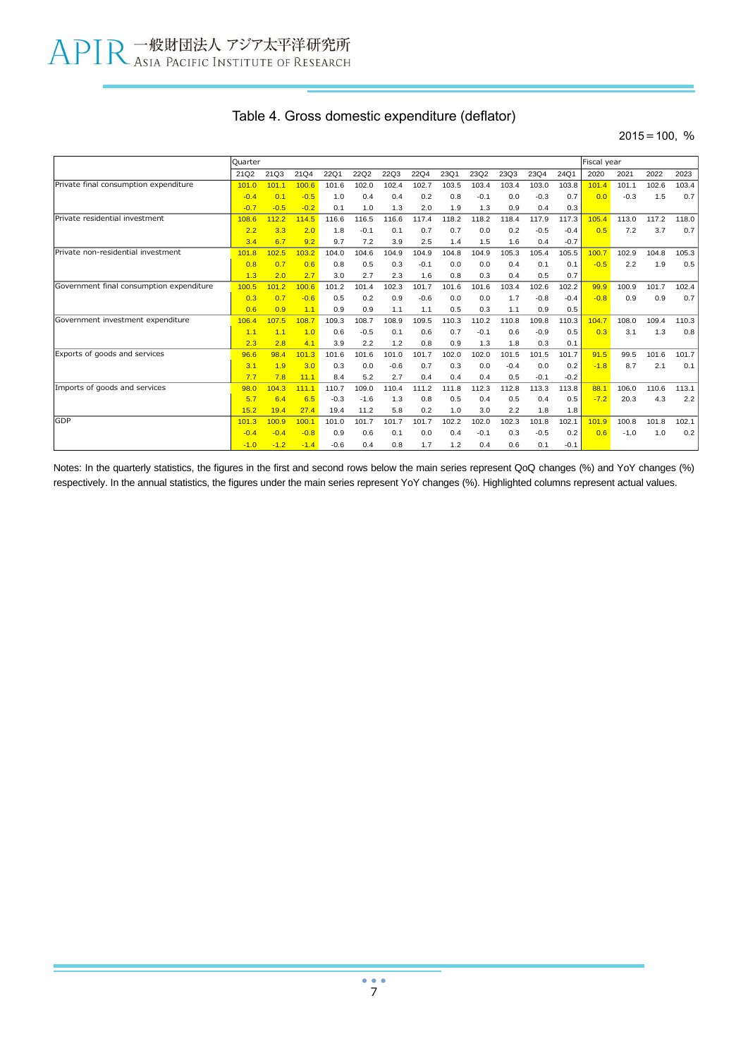## Table 4. Gross domestic expenditure (deflator)

2015＝100, %

| | Quarter | | | | | | | | | | | | | Fiscal year | | | |
|---|---|---|---|---|---|---|---|---|---|---|---|---|---|---|---|---|---|
| | 21Q2 | 21Q3 | 21Q4 | 22Q1 | 22Q2 | 22Q3 | 22Q4 | 23Q1 | 23Q2 | 23Q3 | 23Q4 | 24Q1 | 2020 | 2021 | 2022 | 2023 |
| Private final consumption expenditure | 101.0 | 101.1 | 100.6 | 101.6 | 102.0 | 102.4 | 102.7 | 103.5 | 103.4 | 103.4 | 103.0 | 103.8 | 101.4 | 101.1 | 102.6 | 103.4 |
| | -0.4 | 0.1 | -0.5 | 1.0 | 0.4 | 0.4 | 0.2 | 0.8 | -0.1 | 0.0 | -0.3 | 0.7 | 0.0 | -0.3 | 1.5 | 0.7 |
| | -0.7 | -0.5 | -0.2 | 0.1 | 1.0 | 1.3 | 2.0 | 1.9 | 1.3 | 0.9 | 0.4 | 0.3 | | | | |
| Private residential investment | 108.6 | 112.2 | 114.5 | 116.6 | 116.5 | 116.6 | 117.4 | 118.2 | 118.2 | 118.4 | 117.9 | 117.3 | 105.4 | 113.0 | 117.2 | 118.0 |
| | 2.2 | 3.3 | 2.0 | 1.8 | -0.1 | 0.1 | 0.7 | 0.7 | 0.0 | 0.2 | -0.5 | -0.4 | 0.5 | 7.2 | 3.7 | 0.7 |
| | 3.4 | 6.7 | 9.2 | 9.7 | 7.2 | 3.9 | 2.5 | 1.4 | 1.5 | 1.6 | 0.4 | -0.7 | | | | |
| Private non-residential investment | 101.8 | 102.5 | 103.2 | 104.0 | 104.6 | 104.9 | 104.9 | 104.8 | 104.9 | 105.3 | 105.4 | 105.5 | 100.7 | 102.9 | 104.8 | 105.3 |
| | 0.8 | 0.7 | 0.6 | 0.8 | 0.5 | 0.3 | -0.1 | 0.0 | 0.0 | 0.4 | 0.1 | 0.1 | -0.5 | 2.2 | 1.9 | 0.5 |
| | 1.3 | 2.0 | 2.7 | 3.0 | 2.7 | 2.3 | 1.6 | 0.8 | 0.3 | 0.4 | 0.5 | 0.7 | | | | |
| Government final consumption expenditure | 100.5 | 101.2 | 100.6 | 101.2 | 101.4 | 102.3 | 101.7 | 101.6 | 101.6 | 103.4 | 102.6 | 102.2 | 99.9 | 100.9 | 101.7 | 102.4 |
| | 0.3 | 0.7 | -0.6 | 0.5 | 0.2 | 0.9 | -0.6 | 0.0 | 0.0 | 1.7 | -0.8 | -0.4 | -0.8 | 0.9 | 0.9 | 0.7 |
| | 0.6 | 0.9 | 1.1 | 0.9 | 0.9 | 1.1 | 1.1 | 0.5 | 0.3 | 1.1 | 0.9 | 0.5 | | | | |
| Government investment expenditure | 106.4 | 107.5 | 108.7 | 109.3 | 108.7 | 108.9 | 109.5 | 110.3 | 110.2 | 110.8 | 109.8 | 110.3 | 104.7 | 108.0 | 109.4 | 110.3 |
| | 1.1 | 1.1 | 1.0 | 0.6 | -0.5 | 0.1 | 0.6 | 0.7 | -0.1 | 0.6 | -0.9 | 0.5 | 0.3 | 3.1 | 1.3 | 0.8 |
| | 2.3 | 2.8 | 4.1 | 3.9 | 2.2 | 1.2 | 0.8 | 0.9 | 1.3 | 1.8 | 0.3 | 0.1 | | | | |
| Exports of goods and services | 96.6 | 98.4 | 101.3 | 101.6 | 101.6 | 101.0 | 101.7 | 102.0 | 102.0 | 101.5 | 101.5 | 101.7 | 91.5 | 99.5 | 101.6 | 101.7 |
| | 3.1 | 1.9 | 3.0 | 0.3 | 0.0 | -0.6 | 0.7 | 0.3 | 0.0 | -0.4 | 0.0 | 0.2 | -1.8 | 8.7 | 2.1 | 0.1 |
| | 7.7 | 7.8 | 11.1 | 8.4 | 5.2 | 2.7 | 0.4 | 0.4 | 0.4 | 0.5 | -0.1 | -0.2 | | | | |
| Imports of goods and services | 98.0 | 104.3 | 111.1 | 110.7 | 109.0 | 110.4 | 111.2 | 111.8 | 112.3 | 112.8 | 113.3 | 113.8 | 88.1 | 106.0 | 110.6 | 113.1 |
| | 5.7 | 6.4 | 6.5 | -0.3 | -1.6 | 1.3 | 0.8 | 0.5 | 0.4 | 0.5 | 0.4 | 0.5 | -7.2 | 20.3 | 4.3 | 2.2 |
| | 15.2 | 19.4 | 27.4 | 19.4 | 11.2 | 5.8 | 0.2 | 1.0 | 3.0 | 2.2 | 1.8 | 1.8 | | | | |
| GDP | 101.3 | 100.9 | 100.1 | 101.0 | 101.7 | 101.7 | 101.7 | 102.2 | 102.0 | 102.3 | 101.8 | 102.1 | 101.9 | 100.8 | 101.8 | 102.1 |
| | -0.4 | -0.4 | -0.8 | 0.9 | 0.6 | 0.1 | 0.0 | 0.4 | -0.1 | 0.3 | -0.5 | 0.2 | 0.6 | -1.0 | 1.0 | 0.2 |
| | -1.0 | -1.2 | -1.4 | -0.6 | 0.4 | 0.8 | 1.7 | 1.2 | 0.4 | 0.6 | 0.1 | -0.1 | | | | |

Notes: In the quarterly statistics, the figures in the first and second rows below the main series represent QoQ changes (%) and YoY changes (%) respectively. In the annual statistics, the figures under the main series represent YoY changes (%). Highlighted columns represent actual values.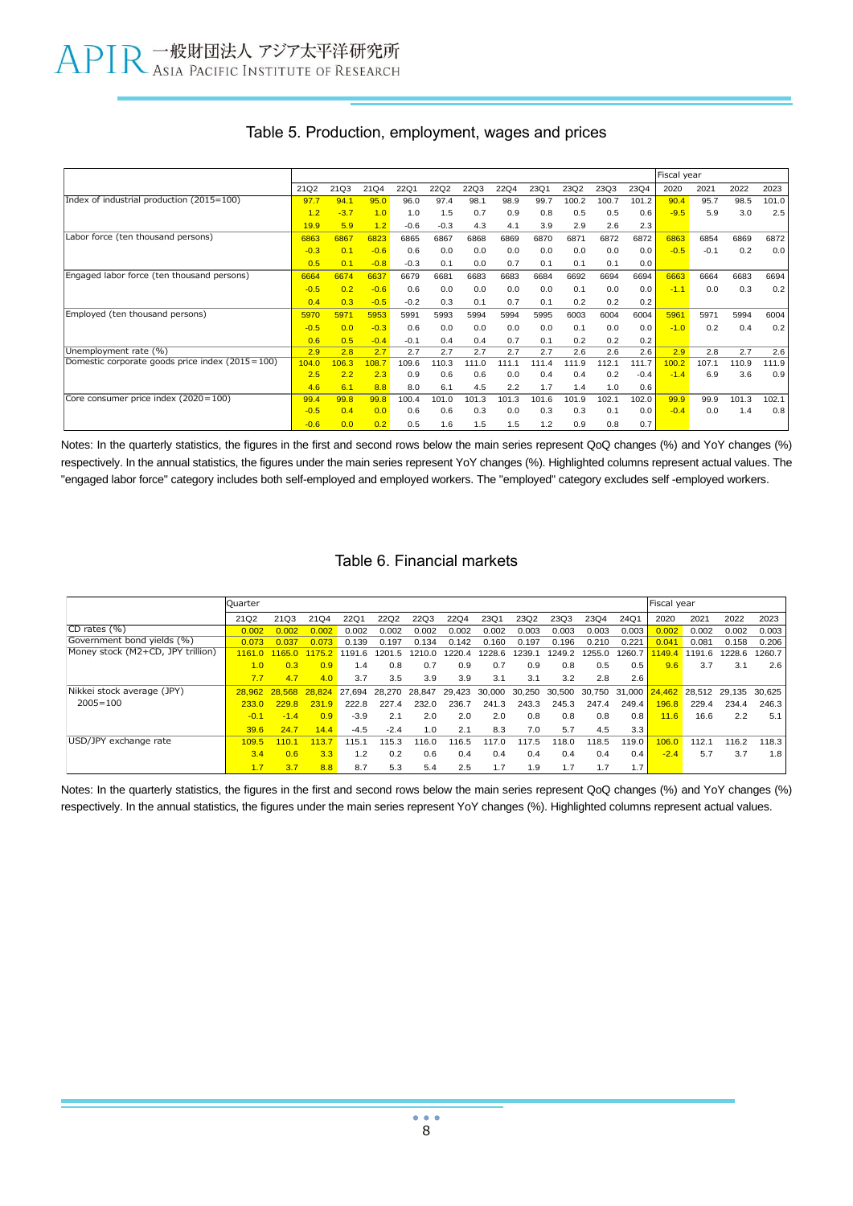## Table 5. Production, employment, wages and prices

| | 21Q2 | 21Q3 | 21Q4 | 22Q1 | 22Q2 | 22Q3 | 22Q4 | 23Q1 | 23Q2 | 23Q3 | 23Q4 | Fiscal year 2020 | 2021 | 2022 | 2023 |
|---|---|---|---|---|---|---|---|---|---|---|---|---|---|---|---|
| Index of industrial production (2015=100) | 97.7 | 94.1 | 95.0 | 96.0 | 97.4 | 98.1 | 98.9 | 99.7 | 100.2 | 100.7 | 101.2 | 90.4 | 95.7 | 98.5 | 101.0 |
| | 1.2 | -3.7 | 1.0 | 1.0 | 1.5 | 0.7 | 0.9 | 0.8 | 0.5 | 0.5 | 0.6 | -9.5 | 5.9 | 3.0 | 2.5 |
| | 19.9 | 5.9 | 1.2 | -0.6 | -0.3 | 4.3 | 4.1 | 3.9 | 2.9 | 2.6 | 2.3 | | | | |
| Labor force (ten thousand persons) | 6863 | 6867 | 6823 | 6865 | 6867 | 6868 | 6869 | 6870 | 6871 | 6872 | 6872 | 6863 | 6854 | 6869 | 6872 |
| | -0.3 | 0.1 | -0.6 | 0.6 | 0.0 | 0.0 | 0.0 | 0.0 | 0.0 | 0.0 | 0.0 | -0.5 | -0.1 | 0.2 | 0.0 |
| | 0.5 | 0.1 | -0.8 | -0.3 | 0.1 | 0.0 | 0.7 | 0.1 | 0.1 | 0.1 | 0.0 | | | | |
| Engaged labor force (ten thousand persons) | 6664 | 6674 | 6637 | 6679 | 6681 | 6683 | 6683 | 6684 | 6692 | 6694 | 6694 | 6663 | 6664 | 6683 | 6694 |
| | -0.5 | 0.2 | -0.6 | 0.6 | 0.0 | 0.0 | 0.0 | 0.0 | 0.1 | 0.0 | 0.0 | -1.1 | 0.0 | 0.3 | 0.2 |
| | 0.4 | 0.3 | -0.5 | -0.2 | 0.3 | 0.1 | 0.7 | 0.1 | 0.2 | 0.2 | 0.2 | | | | |
| Employed (ten thousand persons) | 5970 | 5971 | 5953 | 5991 | 5993 | 5994 | 5994 | 5995 | 6003 | 6004 | 6004 | 5961 | 5971 | 5994 | 6004 |
| | -0.5 | 0.0 | -0.3 | 0.6 | 0.0 | 0.0 | 0.0 | 0.0 | 0.1 | 0.0 | 0.0 | -1.0 | 0.2 | 0.4 | 0.2 |
| | 0.6 | 0.5 | -0.4 | -0.1 | 0.4 | 0.4 | 0.7 | 0.1 | 0.2 | 0.2 | 0.2 | | | | |
| Unemployment rate (%) | 2.9 | 2.8 | 2.7 | 2.7 | 2.7 | 2.7 | 2.7 | 2.7 | 2.6 | 2.6 | 2.6 | 2.9 | 2.8 | 2.7 | 2.6 |
| Domestic corporate goods price index (2015=100) | 104.0 | 106.3 | 108.7 | 109.6 | 110.3 | 111.0 | 111.1 | 111.4 | 111.9 | 112.1 | 111.7 | 100.2 | 107.1 | 110.9 | 111.9 |
| | 2.5 | 2.2 | 2.3 | 0.9 | 0.6 | 0.6 | 0.0 | 0.4 | 0.4 | 0.2 | -0.4 | -1.4 | 6.9 | 3.6 | 0.9 |
| | 4.6 | 6.1 | 8.8 | 8.0 | 6.1 | 4.5 | 2.2 | 1.7 | 1.4 | 1.0 | 0.6 | | | | |
| Core consumer price index (2020=100) | 99.4 | 99.8 | 99.8 | 100.4 | 101.0 | 101.3 | 101.3 | 101.6 | 101.9 | 102.1 | 102.0 | 99.9 | 99.9 | 101.3 | 102.1 |
| | -0.5 | 0.4 | 0.0 | 0.6 | 0.6 | 0.3 | 0.0 | 0.3 | 0.3 | 0.1 | 0.0 | -0.4 | 0.0 | 1.4 | 0.8 |
| | -0.6 | 0.0 | 0.2 | 0.5 | 1.6 | 1.5 | 1.5 | 1.2 | 0.9 | 0.8 | 0.7 | | | | |

Notes: In the quarterly statistics, the figures in the first and second rows below the main series represent QoQ changes (%) and YoY changes (%) respectively. In the annual statistics, the figures under the main series represent YoY changes (%). Highlighted columns represent actual values. The "engaged labor force" category includes both self-employed and employed workers. The "employed" category excludes self -employed workers.

## Table 6. Financial markets

| | Quarter 21Q2 | 21Q3 | 21Q4 | 22Q1 | 22Q2 | 22Q3 | 22Q4 | 23Q1 | 23Q2 | 23Q3 | 23Q4 | 24Q1 | Fiscal year 2020 | 2021 | 2022 | 2023 |
|---|---|---|---|---|---|---|---|---|---|---|---|---|---|---|---|---|
| CD rates (%) | 0.002 | 0.002 | 0.002 | 0.002 | 0.002 | 0.002 | 0.002 | 0.002 | 0.003 | 0.003 | 0.003 | 0.003 | 0.002 | 0.002 | 0.002 | 0.003 |
| Government bond yields (%) | 0.073 | 0.037 | 0.073 | 0.139 | 0.197 | 0.134 | 0.142 | 0.160 | 0.197 | 0.196 | 0.210 | 0.221 | 0.041 | 0.081 | 0.158 | 0.206 |
| Money stock (M2+CD, JPY trillion) | 1161.0 | 1165.0 | 1175.2 | 1191.6 | 1201.5 | 1210.0 | 1220.4 | 1228.6 | 1239.1 | 1249.2 | 1255.0 | 1260.7 | 1149.4 | 1191.6 | 1228.6 | 1260.7 |
| | 1.0 | 0.3 | 0.9 | 1.4 | 0.8 | 0.7 | 0.9 | 0.7 | 0.9 | 0.8 | 0.5 | 0.5 | 9.6 | 3.7 | 3.1 | 2.6 |
| | 7.7 | 4.7 | 4.0 | 3.7 | 3.5 | 3.9 | 3.9 | 3.1 | 3.1 | 3.2 | 2.8 | 2.6 | | | | |
| Nikkei stock average (JPY) | 28,962 | 28,568 | 28,824 | 27,694 | 28,270 | 28,847 | 29,423 | 30,000 | 30,250 | 30,500 | 30,750 | 31,000 | 24,462 | 28,512 | 29,135 | 30,625 |
| 2005=100 | 233.0 | 229.8 | 231.9 | 222.8 | 227.4 | 232.0 | 236.7 | 241.3 | 243.3 | 245.3 | 247.4 | 249.4 | 196.8 | 229.4 | 234.4 | 246.3 |
| | -0.1 | -1.4 | 0.9 | -3.9 | 2.1 | 2.0 | 2.0 | 2.0 | 0.8 | 0.8 | 0.8 | 0.8 | 11.6 | 16.6 | 2.2 | 5.1 |
| | 39.6 | 24.7 | 14.4 | -4.5 | -2.4 | 1.0 | 2.1 | 8.3 | 7.0 | 5.7 | 4.5 | 3.3 | | | | |
| USD/JPY exchange rate | 109.5 | 110.1 | 113.7 | 115.1 | 115.3 | 116.0 | 116.5 | 117.0 | 117.5 | 118.0 | 118.5 | 119.0 | 106.0 | 112.1 | 116.2 | 118.3 |
| | 3.4 | 0.6 | 3.3 | 1.2 | 0.2 | 0.6 | 0.4 | 0.4 | 0.4 | 0.4 | 0.4 | 0.4 | -2.4 | 5.7 | 3.7 | 1.8 |
| | 1.7 | 3.7 | 8.8 | 8.7 | 5.3 | 5.4 | 2.5 | 1.7 | 1.9 | 1.7 | 1.7 | 1.7 | | | | |

Notes: In the quarterly statistics, the figures in the first and second rows below the main series represent QoQ changes (%) and YoY changes (%) respectively. In the annual statistics, the figures under the main series represent YoY changes (%). Highlighted columns represent actual values.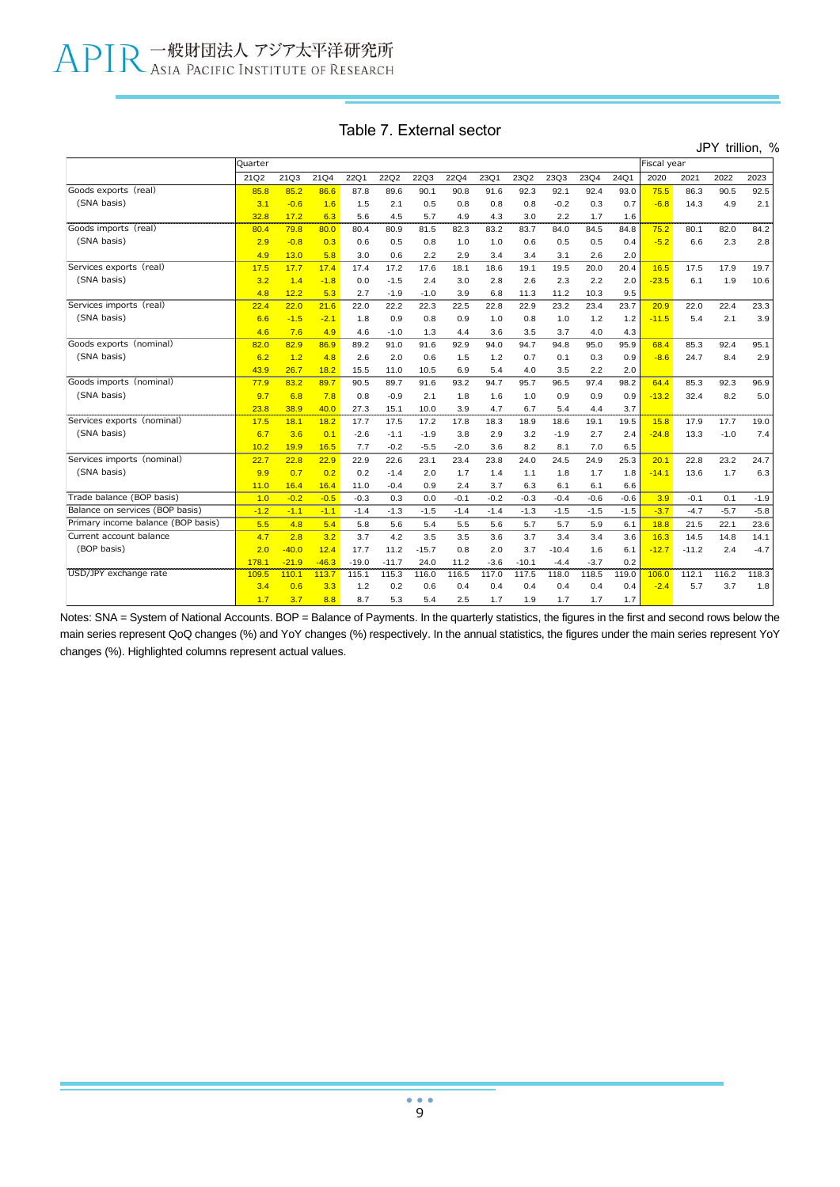## Table 7. External sector

JPY trillion, %

| | Quarter | | | | | | | | | | | | | Fiscal year | | | |
|---|---|---|---|---|---|---|---|---|---|---|---|---|---|---|---|---|---|
| | 21Q2 | 21Q3 | 21Q4 | 22Q1 | 22Q2 | 22Q3 | 22Q4 | 23Q1 | 23Q2 | 23Q3 | 23Q4 | 24Q1 | | 2020 | 2021 | 2022 | 2023 |
| Goods exports (real) | 85.8 | 85.2 | 86.6 | 87.8 | 89.6 | 90.1 | 90.8 | 91.6 | 92.3 | 92.1 | 92.4 | 93.0 | | 75.5 | 86.3 | 90.5 | 92.5 |
| (SNA basis) | 3.1 | -0.6 | 1.6 | 1.5 | 2.1 | 0.5 | 0.8 | 0.8 | 0.8 | -0.2 | 0.3 | 0.7 | | -6.8 | 14.3 | 4.9 | 2.1 |
| | 32.8 | 17.2 | 6.3 | 5.6 | 4.5 | 5.7 | 4.9 | 4.3 | 3.0 | 2.2 | 1.7 | 1.6 | | | | | |
| Goods imports (real) | 80.4 | 79.8 | 80.0 | 80.4 | 80.9 | 81.5 | 82.3 | 83.2 | 83.7 | 84.0 | 84.5 | 84.8 | | 75.2 | 80.1 | 82.0 | 84.2 |
| (SNA basis) | 2.9 | -0.8 | 0.3 | 0.6 | 0.5 | 0.8 | 1.0 | 1.0 | 0.6 | 0.5 | 0.5 | 0.4 | | -5.2 | 6.6 | 2.3 | 2.8 |
| | 4.9 | 13.0 | 5.8 | 3.0 | 0.6 | 2.2 | 2.9 | 3.4 | 3.4 | 3.1 | 2.6 | 2.0 | | | | | |
| Services exports (real) | 17.5 | 17.7 | 17.4 | 17.4 | 17.2 | 17.6 | 18.1 | 18.6 | 19.1 | 19.5 | 20.0 | 20.4 | | 16.5 | 17.5 | 17.9 | 19.7 |
| (SNA basis) | 3.2 | 1.4 | -1.8 | 0.0 | -1.5 | 2.4 | 3.0 | 2.8 | 2.6 | 2.3 | 2.2 | 2.0 | | -23.5 | 6.1 | 1.9 | 10.6 |
| | 4.8 | 12.2 | 5.3 | 2.7 | -1.9 | -1.0 | 3.9 | 6.8 | 11.3 | 11.2 | 10.3 | 9.5 | | | | | |
| Services imports (real) | 22.4 | 22.0 | 21.6 | 22.0 | 22.2 | 22.3 | 22.5 | 22.8 | 22.9 | 23.2 | 23.4 | 23.7 | | 20.9 | 22.0 | 22.4 | 23.3 |
| (SNA basis) | 6.6 | -1.5 | -2.1 | 1.8 | 0.9 | 0.8 | 0.9 | 1.0 | 0.8 | 1.0 | 1.2 | 1.2 | | -11.5 | 5.4 | 2.1 | 3.9 |
| | 4.6 | 7.6 | 4.9 | 4.6 | -1.0 | 1.3 | 4.4 | 3.6 | 3.5 | 3.7 | 4.0 | 4.3 | | | | | |
| Goods exports (nominal) | 82.0 | 82.9 | 86.9 | 89.2 | 91.0 | 91.6 | 92.9 | 94.0 | 94.7 | 94.8 | 95.0 | 95.9 | | 68.4 | 85.3 | 92.4 | 95.1 |
| (SNA basis) | 6.2 | 1.2 | 4.8 | 2.6 | 2.0 | 0.6 | 1.5 | 1.2 | 0.7 | 0.1 | 0.3 | 0.9 | | -8.6 | 24.7 | 8.4 | 2.9 |
| | 43.9 | 26.7 | 18.2 | 15.5 | 11.0 | 10.5 | 6.9 | 5.4 | 4.0 | 3.5 | 2.2 | 2.0 | | | | | |
| Goods imports (nominal) | 77.9 | 83.2 | 89.7 | 90.5 | 89.7 | 91.6 | 93.2 | 94.7 | 95.7 | 96.5 | 97.4 | 98.2 | | 64.4 | 85.3 | 92.3 | 96.9 |
| (SNA basis) | 9.7 | 6.8 | 7.8 | 0.8 | -0.9 | 2.1 | 1.8 | 1.6 | 1.0 | 0.9 | 0.9 | 0.9 | | -13.2 | 32.4 | 8.2 | 5.0 |
| | 23.8 | 38.9 | 40.0 | 27.3 | 15.1 | 10.0 | 3.9 | 4.7 | 6.7 | 5.4 | 4.4 | 3.7 | | | | | |
| Services exports (nominal) | 17.5 | 18.1 | 18.2 | 17.7 | 17.5 | 17.2 | 17.8 | 18.3 | 18.9 | 18.6 | 19.1 | 19.5 | | 15.8 | 17.9 | 17.7 | 19.0 |
| (SNA basis) | 6.7 | 3.6 | 0.1 | -2.6 | -1.1 | -1.9 | 3.8 | 2.9 | 3.2 | -1.9 | 2.7 | 2.4 | | -24.8 | 13.3 | -1.0 | 7.4 |
| | 10.2 | 19.9 | 16.5 | 7.7 | -0.2 | -5.5 | -2.0 | 3.6 | 8.2 | 8.1 | 7.0 | 6.5 | | | | | |
| Services imports (nominal) | 22.7 | 22.8 | 22.9 | 22.9 | 22.6 | 23.1 | 23.4 | 23.8 | 24.0 | 24.5 | 24.9 | 25.3 | | 20.1 | 22.8 | 23.2 | 24.7 |
| (SNA basis) | 9.9 | 0.7 | 0.2 | 0.2 | -1.4 | 2.0 | 1.7 | 1.4 | 1.1 | 1.8 | 1.7 | 1.8 | | -14.1 | 13.6 | 1.7 | 6.3 |
| | 11.0 | 16.4 | 16.4 | 11.0 | -0.4 | 0.9 | 2.4 | 3.7 | 6.3 | 6.1 | 6.1 | 6.6 | | | | | |
| Trade balance (BOP basis) | 1.0 | -0.2 | -0.5 | -0.3 | 0.3 | 0.0 | -0.1 | -0.2 | -0.3 | -0.4 | -0.6 | -0.6 | | 3.9 | -0.1 | 0.1 | -1.9 |
| Balance on services (BOP basis) | -1.2 | -1.1 | -1.1 | -1.4 | -1.3 | -1.5 | -1.4 | -1.4 | -1.3 | -1.5 | -1.5 | -1.5 | | -3.7 | -4.7 | -5.7 | -5.8 |
| Primary income balance (BOP basis) | 5.5 | 4.8 | 5.4 | 5.8 | 5.6 | 5.4 | 5.5 | 5.6 | 5.7 | 5.7 | 5.9 | 6.1 | | 18.8 | 21.5 | 22.1 | 23.6 |
| Current account balance | 4.7 | 2.8 | 3.2 | 3.7 | 4.2 | 3.5 | 3.5 | 3.6 | 3.7 | 3.4 | 3.4 | 3.6 | | 16.3 | 14.5 | 14.8 | 14.1 |
| (BOP basis) | 2.0 | -40.0 | 12.4 | 17.7 | 11.2 | -15.7 | 0.8 | 2.0 | 3.7 | -10.4 | 1.6 | 6.1 | | -12.7 | -11.2 | 2.4 | -4.7 |
| | 178.1 | -21.9 | -46.3 | -19.0 | -11.7 | 24.0 | 11.2 | -3.6 | -10.1 | -4.4 | -3.7 | 0.2 | | | | | |
| USD/JPY exchange rate | 109.5 | 110.1 | 113.7 | 115.1 | 115.3 | 116.0 | 116.5 | 117.0 | 117.5 | 118.0 | 118.5 | 119.0 | | 106.0 | 112.1 | 116.2 | 118.3 |
| | 3.4 | 0.6 | 3.3 | 1.2 | 0.2 | 0.6 | 0.4 | 0.4 | 0.4 | 0.4 | 0.4 | 0.4 | | -2.4 | 5.7 | 3.7 | 1.8 |
| | 1.7 | 3.7 | 8.8 | 8.7 | 5.3 | 5.4 | 2.5 | 1.7 | 1.9 | 1.7 | 1.7 | 1.7 | | | | | |

Notes: SNA = System of National Accounts. BOP = Balance of Payments. In the quarterly statistics, the figures in the first and second rows below the main series represent QoQ changes (%) and YoY changes (%) respectively. In the annual statistics, the figures under the main series represent YoY changes (%). Highlighted columns represent actual values.